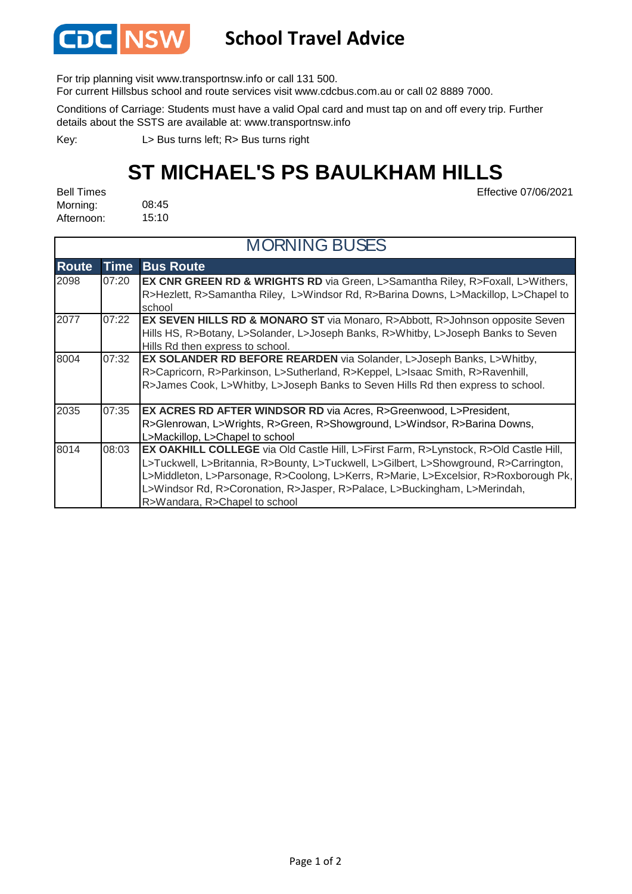CDC NSW **School Travel Advice**

For trip planning visit www.transportnsw.info or call 131 500.
For current Hillsbus school and route services visit www.cdcbus.com.au or call 02 8889 7000.

Conditions of Carriage: Students must have a valid Opal card and must tap on and off every trip. Further details about the SSTS are available at: www.transportnsw.info

Key: L> Bus turns left; R> Bus turns right

# ST MICHAEL'S PS BAULKHAM HILLS

Effective 07/06/2021

Bell Times
Morning: 08:45
Afternoon: 15:10

## MORNING BUSES

| Route | Time | Bus Route |
|---|---|---|
| 2098 | 07:20 | **EX CNR GREEN RD & WRIGHTS RD** via Green, L>Samantha Riley, R>Foxall, L>Withers, R>Hezlett, R>Samantha Riley, L>Windsor Rd, R>Barina Downs, L>Mackillop, L>Chapel to school |
| 2077 | 07:22 | **EX SEVEN HILLS RD & MONARO ST** via Monaro, R>Abbott, R>Johnson opposite Seven Hills HS, R>Botany, L>Solander, L>Joseph Banks, R>Whitby, L>Joseph Banks to Seven Hills Rd then express to school. |
| 8004 | 07:32 | **EX SOLANDER RD BEFORE REARDEN** via Solander, L>Joseph Banks, L>Whitby, R>Capricorn, R>Parkinson, L>Sutherland, R>Keppel, L>Isaac Smith, R>Ravenhill, R>James Cook, L>Whitby, L>Joseph Banks to Seven Hills Rd then express to school. |
| 2035 | 07:35 | **EX ACRES RD AFTER WINDSOR RD** via Acres, R>Greenwood, L>President, R>Glenrowan, L>Wrights, R>Green, R>Showground, L>Windsor, R>Barina Downs, L>Mackillop, L>Chapel to school |
| 8014 | 08:03 | **EX OAKHILL COLLEGE** via Old Castle Hill, L>First Farm, R>Lynstock, R>Old Castle Hill, L>Tuckwell, L>Britannia, R>Bounty, L>Tuckwell, L>Gilbert, L>Showground, R>Carrington, L>Middleton, L>Parsonage, R>Coolong, L>Kerrs, R>Marie, L>Excelsior, R>Roxborough Pk, L>Windsor Rd, R>Coronation, R>Jasper, R>Palace, L>Buckingham, L>Merindah, R>Wandara, R>Chapel to school |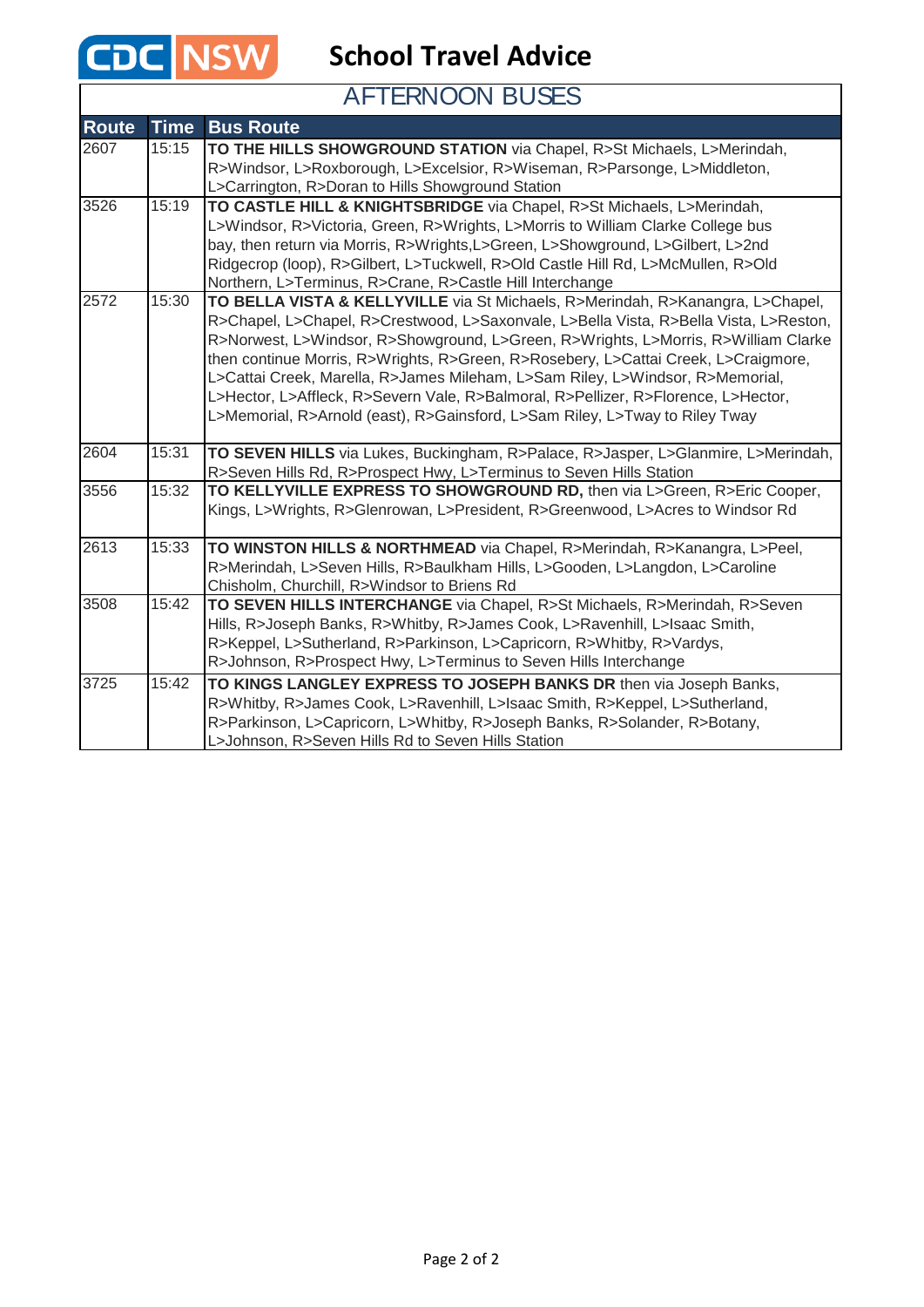# School Travel Advice

## AFTERNOON BUSES

| Route | Time | Bus Route |
|---|---|---|
| 2607 | 15:15 | **TO THE HILLS SHOWGROUND STATION** via Chapel, R>St Michaels, L>Merindah, R>Windsor, L>Roxborough, L>Excelsior, R>Wiseman, R>Parsonge, L>Middleton, L>Carrington, R>Doran to Hills Showground Station |
| 3526 | 15:19 | **TO CASTLE HILL & KNIGHTSBRIDGE** via Chapel, R>St Michaels, L>Merindah, L>Windsor, R>Victoria, Green, R>Wrights, L>Morris to William Clarke College bus bay, then return via Morris, R>Wrights,L>Green, L>Showground, L>Gilbert, L>2nd Ridgecrop (loop), R>Gilbert, L>Tuckwell, R>Old Castle Hill Rd, L>McMullen, R>Old Northern, L>Terminus, R>Crane, R>Castle Hill Interchange |
| 2572 | 15:30 | **TO BELLA VISTA & KELLYVILLE** via St Michaels, R>Merindah, R>Kanangra, L>Chapel, R>Chapel, L>Chapel, R>Crestwood, L>Saxonvale, L>Bella Vista, R>Bella Vista, L>Reston, R>Norwest, L>Windsor, R>Showground, L>Green, R>Wrights, L>Morris, R>William Clarke then continue Morris, R>Wrights, R>Green, R>Rosebery, L>Cattai Creek, L>Craigmore, L>Cattai Creek, Marella, R>James Mileham, L>Sam Riley, L>Windsor, R>Memorial, L>Hector, L>Affleck, R>Severn Vale, R>Balmoral, R>Pellizer, R>Florence, L>Hector, L>Memorial, R>Arnold (east), R>Gainsford, L>Sam Riley, L>Tway to Riley Tway |
| 2604 | 15:31 | **TO SEVEN HILLS** via Lukes, Buckingham, R>Palace, R>Jasper, L>Glanmire, L>Merindah, R>Seven Hills Rd, R>Prospect Hwy, L>Terminus to Seven Hills Station |
| 3556 | 15:32 | **TO KELLYVILLE EXPRESS TO SHOWGROUND RD,** then via L>Green, R>Eric Cooper, Kings, L>Wrights, R>Glenrowan, L>President, R>Greenwood, L>Acres to Windsor Rd |
| 2613 | 15:33 | **TO WINSTON HILLS & NORTHMEAD** via Chapel, R>Merindah, R>Kanangra, L>Peel, R>Merindah, L>Seven Hills, R>Baulkham Hills, L>Gooden, L>Langdon, L>Caroline Chisholm, Churchill, R>Windsor to Briens Rd |
| 3508 | 15:42 | **TO SEVEN HILLS INTERCHANGE** via Chapel, R>St Michaels, R>Merindah, R>Seven Hills, R>Joseph Banks, R>Whitby, R>James Cook, L>Ravenhill, L>Isaac Smith, R>Keppel, L>Sutherland, R>Parkinson, L>Capricorn, R>Whitby, R>Vardys, R>Johnson, R>Prospect Hwy, L>Terminus to Seven Hills Interchange |
| 3725 | 15:42 | **TO KINGS LANGLEY EXPRESS TO JOSEPH BANKS DR** then via Joseph Banks, R>Whitby, R>James Cook, L>Ravenhill, L>Isaac Smith, R>Keppel, L>Sutherland, R>Parkinson, L>Capricorn, L>Whitby, R>Joseph Banks, R>Solander, R>Botany, L>Johnson, R>Seven Hills Rd to Seven Hills Station |